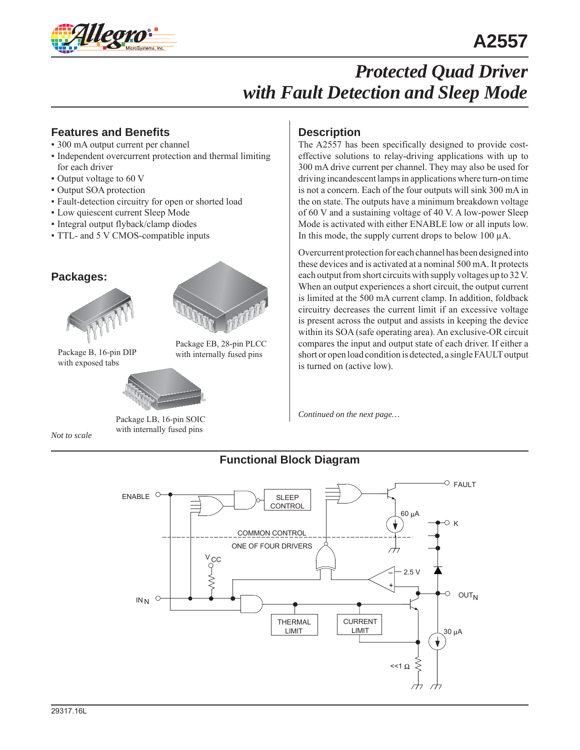# A2557

## Protected Quad Driver with Fault Detection and Sleep Mode

### Features and Benefits

- 300 mA output current per channel
- Independent overcurrent protection and thermal limiting for each driver
- Output voltage to 60 V
- Output SOA protection
- Fault-detection circuitry for open or shorted load
- Low quiescent current Sleep Mode
- Integral output flyback/clamp diodes
- TTL- and 5 V CMOS-compatible inputs

### Packages:

Package B, 16-pin DIP with exposed tabs

Package EB, 28-pin PLCC with internally fused pins

Package LB, 16-pin SOIC with internally fused pins

*Not to scale*

### Description

The A2557 has been specifically designed to provide cost-effective solutions to relay-driving applications with up to 300 mA drive current per channel. They may also be used for driving incandescent lamps in applications where turn-on time is not a concern. Each of the four outputs will sink 300 mA in the on state. The outputs have a minimum breakdown voltage of 60 V and a sustaining voltage of 40 V. A low-power Sleep Mode is activated with either ENABLE low or all inputs low. In this mode, the supply current drops to below 100 µA.

Overcurrent protection for each channel has been designed into these devices and is activated at a nominal 500 mA. It protects each output from short circuits with supply voltages up to 32 V. When an output experiences a short circuit, the output current is limited at the 500 mA current clamp. In addition, foldback circuitry decreases the current limit if an excessive voltage is present across the output and assists in keeping the device within its SOA (safe operating area). An exclusive-OR circuit compares the input and output state of each driver. If either a short or open load condition is detected, a single FAULT output is turned on (active low).

*Continued on the next page…*

### Functional Block Diagram

ENABLE, SLEEP CONTROL, FAULT, 60 µA, K, COMMON CONTROL, ONE OF FOUR DRIVERS, $V_{CC}$, 2.5 V, $IN_N$, $OUT_N$, THERMAL LIMIT, CURRENT LIMIT, 30 µA, <<1 Ω

29317.16L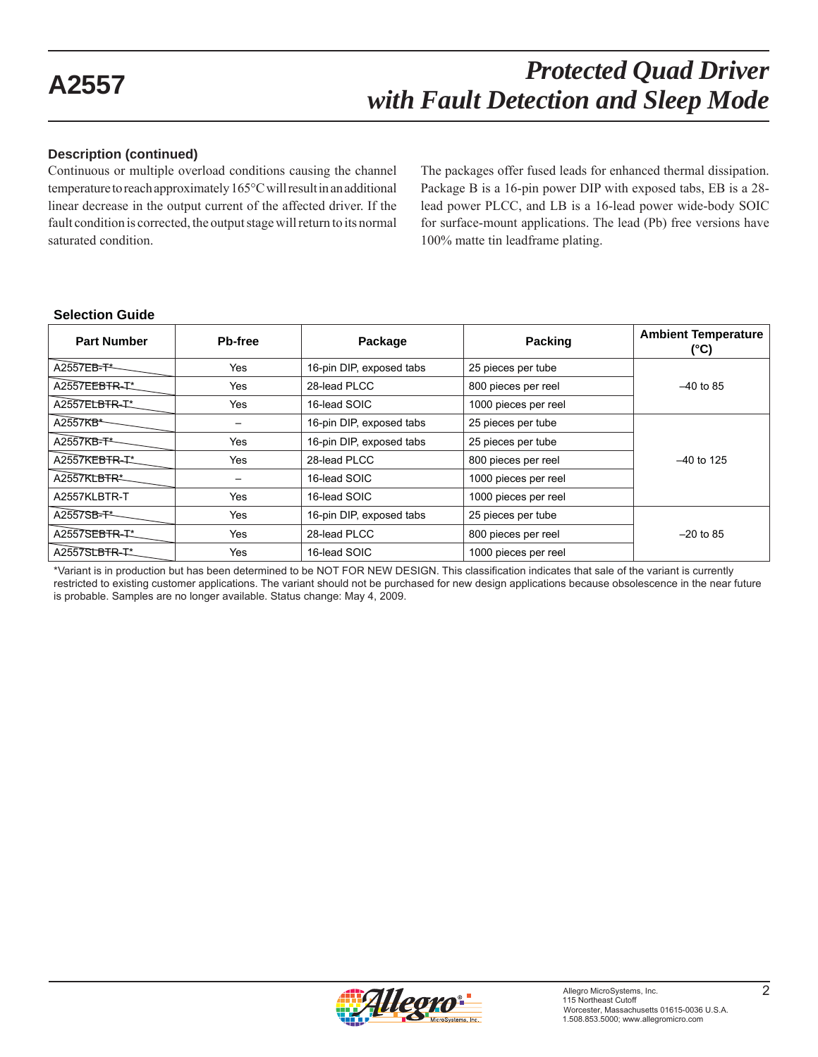### Description (continued)

Continuous or multiple overload conditions causing the channel temperature to reach approximately 165°C will result in an additional linear decrease in the output current of the affected driver. If the fault condition is corrected, the output stage will return to its normal saturated condition.

The packages offer fused leads for enhanced thermal dissipation. Package B is a 16-pin power DIP with exposed tabs, EB is a 28-lead power PLCC, and LB is a 16-lead power wide-body SOIC for surface-mount applications. The lead (Pb) free versions have 100% matte tin leadframe plating.

### Selection Guide

| Part Number | Pb-free | Package | Packing | Ambient Temperature (°C) |
|---|---|---|---|---|
| A2557EB-T* | Yes | 16-pin DIP, exposed tabs | 25 pieces per tube | –40 to 85 |
| A2557EEBTR-T* | Yes | 28-lead PLCC | 800 pieces per reel | |
| A2557ELBTR-T* | Yes | 16-lead SOIC | 1000 pieces per reel | |
| A2557KB* | – | 16-pin DIP, exposed tabs | 25 pieces per tube | –40 to 125 |
| A2557KB-T* | Yes | 16-pin DIP, exposed tabs | 25 pieces per tube | |
| A2557KEBTR-T* | Yes | 28-lead PLCC | 800 pieces per reel | |
| A2557KLBTR* | – | 16-lead SOIC | 1000 pieces per reel | |
| A2557KLBTR-T | Yes | 16-lead SOIC | 1000 pieces per reel | |
| A2557SB-T* | Yes | 16-pin DIP, exposed tabs | 25 pieces per tube | –20 to 85 |
| A2557SEBTR-T* | Yes | 28-lead PLCC | 800 pieces per reel | |
| A2557SLBTR-T* | Yes | 16-lead SOIC | 1000 pieces per reel | |

*Variant is in production but has been determined to be NOT FOR NEW DESIGN. This classification indicates that sale of the variant is currently restricted to existing customer applications. The variant should not be purchased for new design applications because obsolescence in the near future is probable. Samples are no longer available. Status change: May 4, 2009.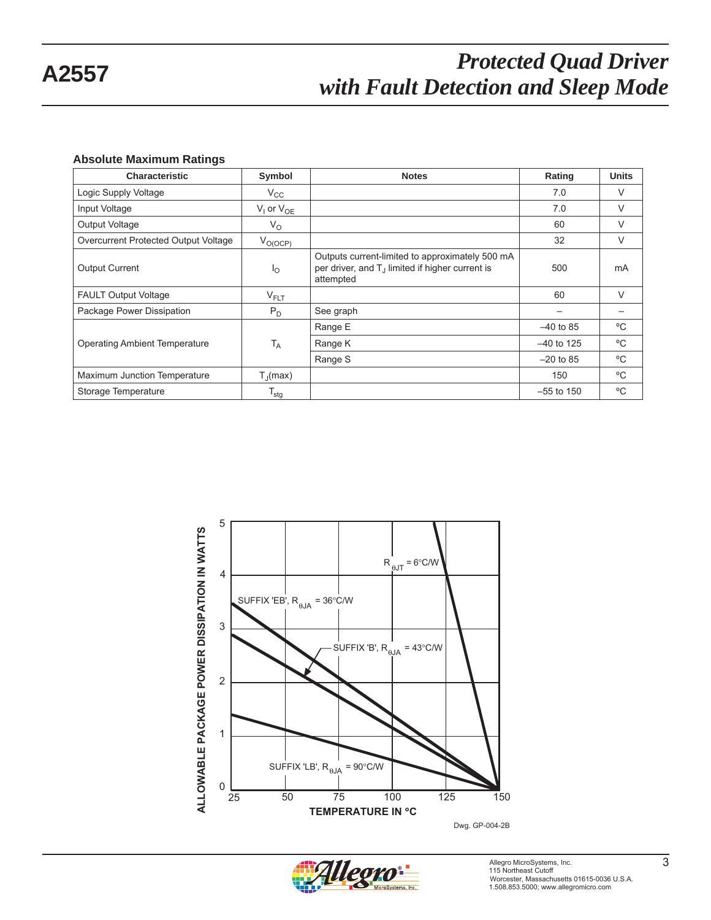## Absolute Maximum Ratings

| Characteristic | Symbol | Notes | Rating | Units |
|---|---|---|---|---|
| Logic Supply Voltage | $V_{CC}$ | | 7.0 | V |
| Input Voltage | $V_I$ or $V_{OE}$ | | 7.0 | V |
| Output Voltage | $V_O$ | | 60 | V |
| Overcurrent Protected Output Voltage | $V_{O(OCP)}$ | | 32 | V |
| Output Current | $I_O$ | Outputs current-limited to approximately 500 mA per driver, and $T_J$ limited if higher current is attempted | 500 | mA |
| FAULT Output Voltage | $V_{FLT}$ | | 60 | V |
| Package Power Dissipation | $P_D$ | See graph | – | – |
| Operating Ambient Temperature | $T_A$ | Range E | –40 to 85 | ºC |
| | | Range K | –40 to 125 | ºC |
| | | Range S | –20 to 85 | ºC |
| Maximum Junction Temperature | $T_J$(max) | | 150 | ºC |
| Storage Temperature | $T_{stg}$ | | –55 to 150 | ºC |

ALLOWABLE PACKAGE POWER DISSIPATION IN WATTS vs. TEMPERATURE IN °C

- $R_{\theta JT}$ = 6°C/W
- SUFFIX 'EB', $R_{\theta JA}$ = 36°C/W
- SUFFIX 'B', $R_{\theta JA}$ = 43°C/W
- SUFFIX 'LB', $R_{\theta JA}$ = 90°C/W

Dwg. GP-004-2B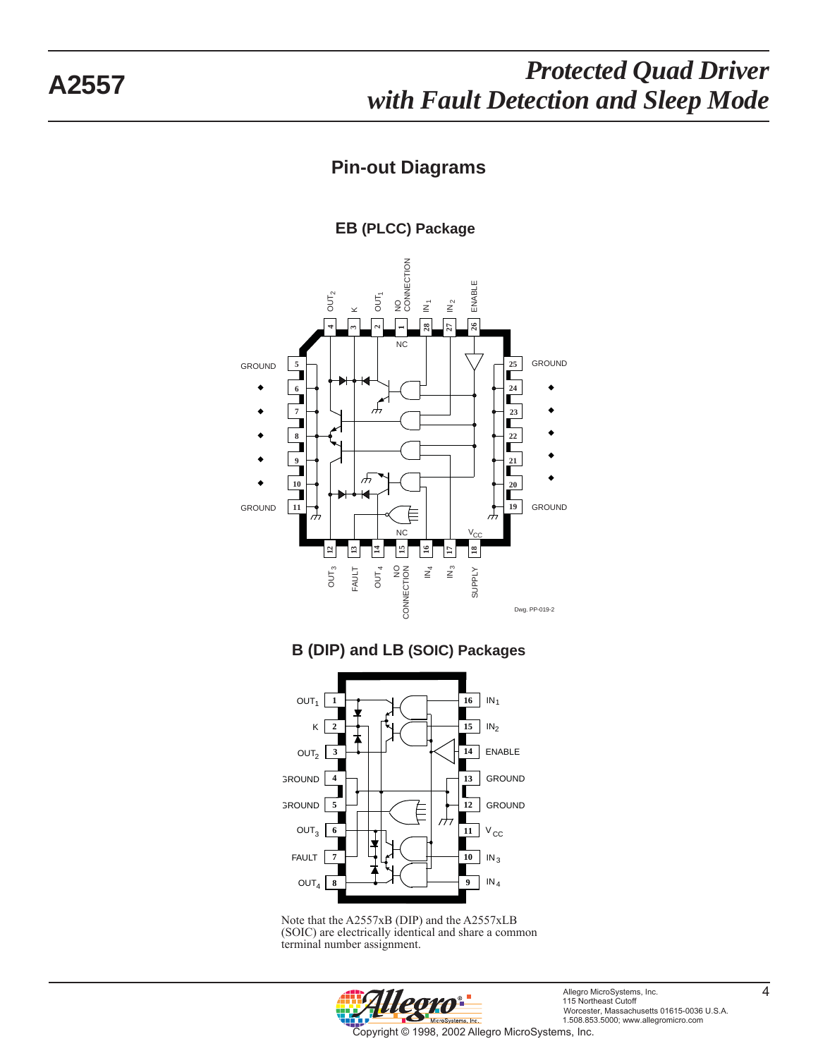## Pin-out Diagrams

### EB (PLCC) Package

| Pin | Function | Pin | Function |
|---|---|---|---|
| 1 | NO CONNECTION | 15 | NO CONNECTION |
| 2 | $OUT_1$ | 16 | $IN_4$ |
| 3 | K | 17 | $IN_3$ |
| 4 | $OUT_2$ | 18 | SUPPLY ($V_{CC}$) |
| 5 | GROUND | 19 | GROUND |
| 6 | GROUND | 20 | GROUND |
| 7 | GROUND | 21 | GROUND |
| 8 | GROUND | 22 | GROUND |
| 9 | GROUND | 23 | GROUND |
| 10 | GROUND | 24 | GROUND |
| 11 | GROUND | 25 | GROUND |
| 12 | $OUT_3$ | 26 | ENABLE |
| 13 | FAULT | 27 | $IN_2$ |
| 14 | $OUT_4$ | 28 | $IN_1$ |

Dwg. PP-019-2

### B (DIP) and LB (SOIC) Packages

| Pin | Function | Pin | Function |
|---|---|---|---|
| 1 | $OUT_1$ | 16 | $IN_1$ |
| 2 | K | 15 | $IN_2$ |
| 3 | $OUT_2$ | 14 | ENABLE |
| 4 | GROUND | 13 | GROUND |
| 5 | GROUND | 12 | GROUND |
| 6 | $OUT_3$ | 11 | $V_{CC}$ |
| 7 | FAULT | 10 | $IN_3$ |
| 8 | $OUT_4$ | 9 | $IN_4$ |

Note that the A2557xB (DIP) and the A2557xLB (SOIC) are electrically identical and share a common terminal number assignment.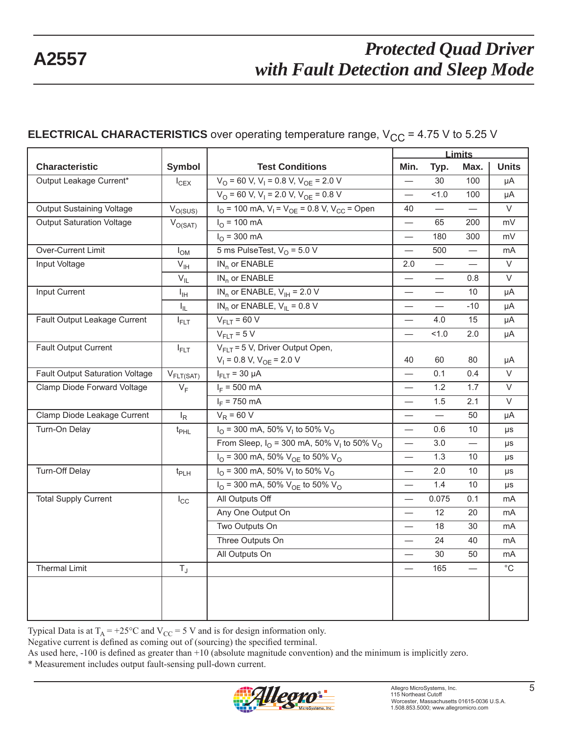**ELECTRICAL CHARACTERISTICS** over operating temperature range, $V_{CC}$ = 4.75 V to 5.25 V

| Characteristic | Symbol | Test Conditions | Limits Min. | Limits Typ. | Limits Max. | Units |
|---|---|---|---|---|---|---|
| Output Leakage Current* | $I_{CEX}$ | $V_O$ = 60 V, $V_I$ = 0.8 V, $V_{OE}$ = 2.0 V | — | 30 | 100 | µA |
| | | $V_O$ = 60 V, $V_I$ = 2.0 V, $V_{OE}$ = 0.8 V | — | <1.0 | 100 | µA |
| Output Sustaining Voltage | $V_{O(SUS)}$ | $I_O$ = 100 mA, $V_I$ = $V_{OE}$ = 0.8 V, $V_{CC}$ = Open | 40 | — | — | V |
| Output Saturation Voltage | $V_{O(SAT)}$ | $I_O$ = 100 mA | — | 65 | 200 | mV |
| | | $I_O$ = 300 mA | — | 180 | 300 | mV |
| Over-Current Limit | $I_{OM}$ | 5 ms PulseTest, $V_O$ = 5.0 V | — | 500 | — | mA |
| Input Voltage | $V_{IH}$ | $IN_n$ or ENABLE | 2.0 | — | — | V |
| | $V_{IL}$ | $IN_n$ or ENABLE | — | — | 0.8 | V |
| Input Current | $I_{IH}$ | $IN_n$ or ENABLE, $V_{IH}$ = 2.0 V | — | — | 10 | µA |
| | $I_{IL}$ | $IN_n$ or ENABLE, $V_{IL}$ = 0.8 V | — | — | -10 | µA |
| Fault Output Leakage Current | $I_{FLT}$ | $V_{FLT}$ = 60 V | — | 4.0 | 15 | µA |
| | | $V_{FLT}$ = 5 V | — | <1.0 | 2.0 | µA |
| Fault Output Current | $I_{FLT}$ | $V_{FLT}$ = 5 V, Driver Output Open, $V_I$ = 0.8 V, $V_{OE}$ = 2.0 V | 40 | 60 | 80 | µA |
| Fault Output Saturation Voltage | $V_{FLT(SAT)}$ | $I_{FLT}$ = 30 µA | — | 0.1 | 0.4 | V |
| Clamp Diode Forward Voltage | $V_F$ | $I_F$ = 500 mA | — | 1.2 | 1.7 | V |
| | | $I_F$ = 750 mA | — | 1.5 | 2.1 | V |
| Clamp Diode Leakage Current | $I_R$ | $V_R$ = 60 V | — | — | 50 | µA |
| Turn-On Delay | $t_{PHL}$ | $I_O$ = 300 mA, 50% $V_I$ to 50% $V_O$ | — | 0.6 | 10 | µs |
| | | From Sleep, $I_O$ = 300 mA, 50% $V_I$ to 50% $V_O$ | — | 3.0 | — | µs |
| | | $I_O$ = 300 mA, 50% $V_{OE}$ to 50% $V_O$ | — | 1.3 | 10 | µs |
| Turn-Off Delay | $t_{PLH}$ | $I_O$ = 300 mA, 50% $V_I$ to 50% $V_O$ | — | 2.0 | 10 | µs |
| | | $I_O$ = 300 mA, 50% $V_{OE}$ to 50% $V_O$ | — | 1.4 | 10 | µs |
| Total Supply Current | $I_{CC}$ | All Outputs Off | — | 0.075 | 0.1 | mA |
| | | Any One Output On | — | 12 | 20 | mA |
| | | Two Outputs On | — | 18 | 30 | mA |
| | | Three Outputs On | — | 24 | 40 | mA |
| | | All Outputs On | — | 30 | 50 | mA |
| Thermal Limit | $T_J$ | | — | 165 | — | °C |

Typical Data is at $T_A$ = +25°C and $V_{CC}$ = 5 V and is for design information only.
Negative current is defined as coming out of (sourcing) the specified terminal.
As used here, -100 is defined as greater than +10 (absolute magnitude convention) and the minimum is implicitly zero.
* Measurement includes output fault-sensing pull-down current.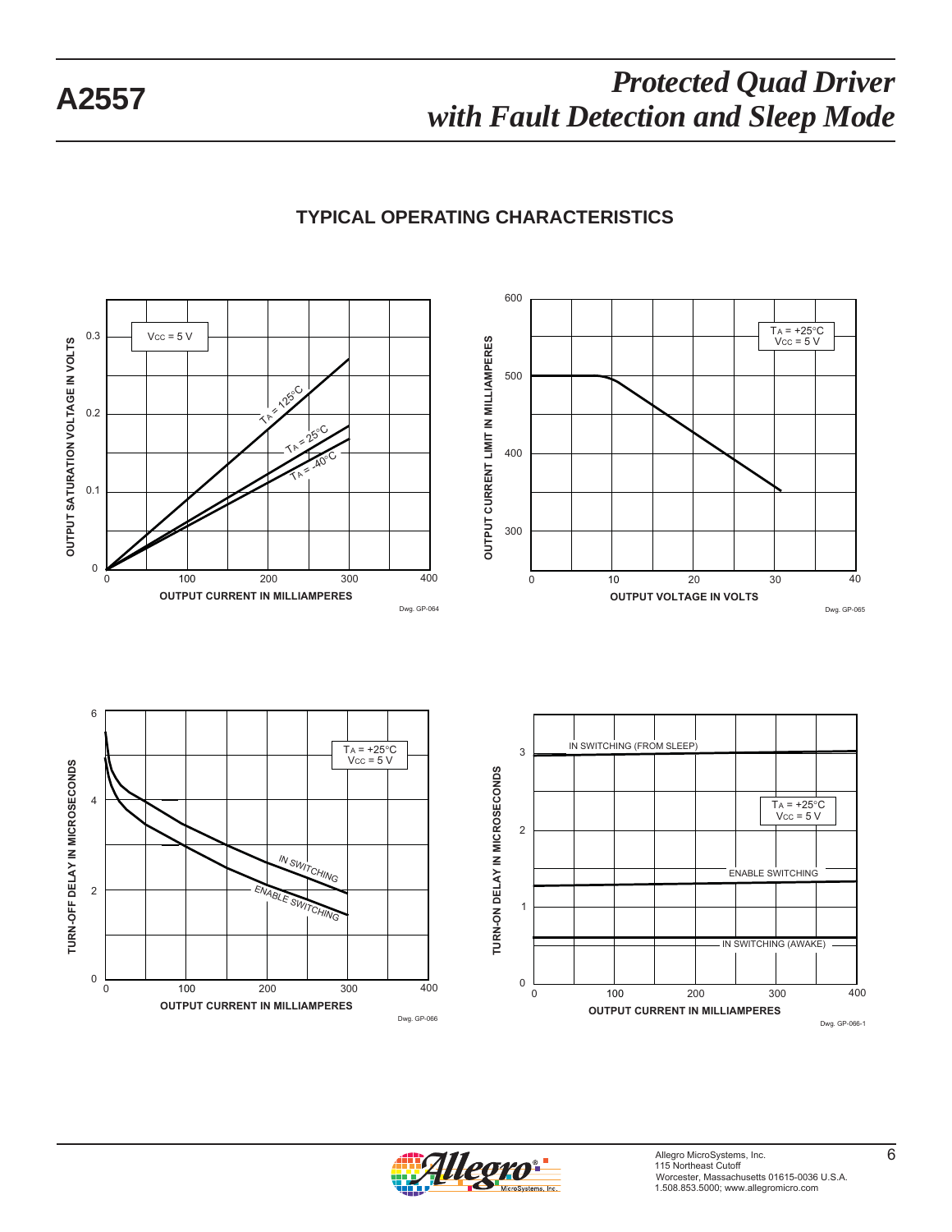## TYPICAL OPERATING CHARACTERISTICS

OUTPUT SATURATION VOLTAGE IN VOLTS

$V_{CC}$ = 5 V

$T_A$ = 125°C

$T_A$ = 25°C

$T_A$ = -40°C

OUTPUT CURRENT IN MILLIAMPERES

Dwg. GP-064

OUTPUT CURRENT LIMIT IN MILLIAMPERES

$T_A$ = +25°C
$V_{CC}$ = 5 V

OUTPUT VOLTAGE IN VOLTS

Dwg. GP-065

TURN-OFF DELAY IN MICROSECONDS

$T_A$ = +25°C
$V_{CC}$ = 5 V

IN SWITCHING

ENABLE SWITCHING

OUTPUT CURRENT IN MILLIAMPERES

Dwg. GP-066

TURN-ON DELAY IN MICROSECONDS

IN SWITCHING (FROM SLEEP)

$T_A$ = +25°C
$V_{CC}$ = 5 V

ENABLE SWITCHING

IN SWITCHING (AWAKE)

OUTPUT CURRENT IN MILLIAMPERES

Dwg. GP-066-1

Allegro MicroSystems, Inc.
115 Northeast Cutoff
Worcester, Massachusetts 01615-0036 U.S.A.
1.508.853.5000; www.allegromicro.com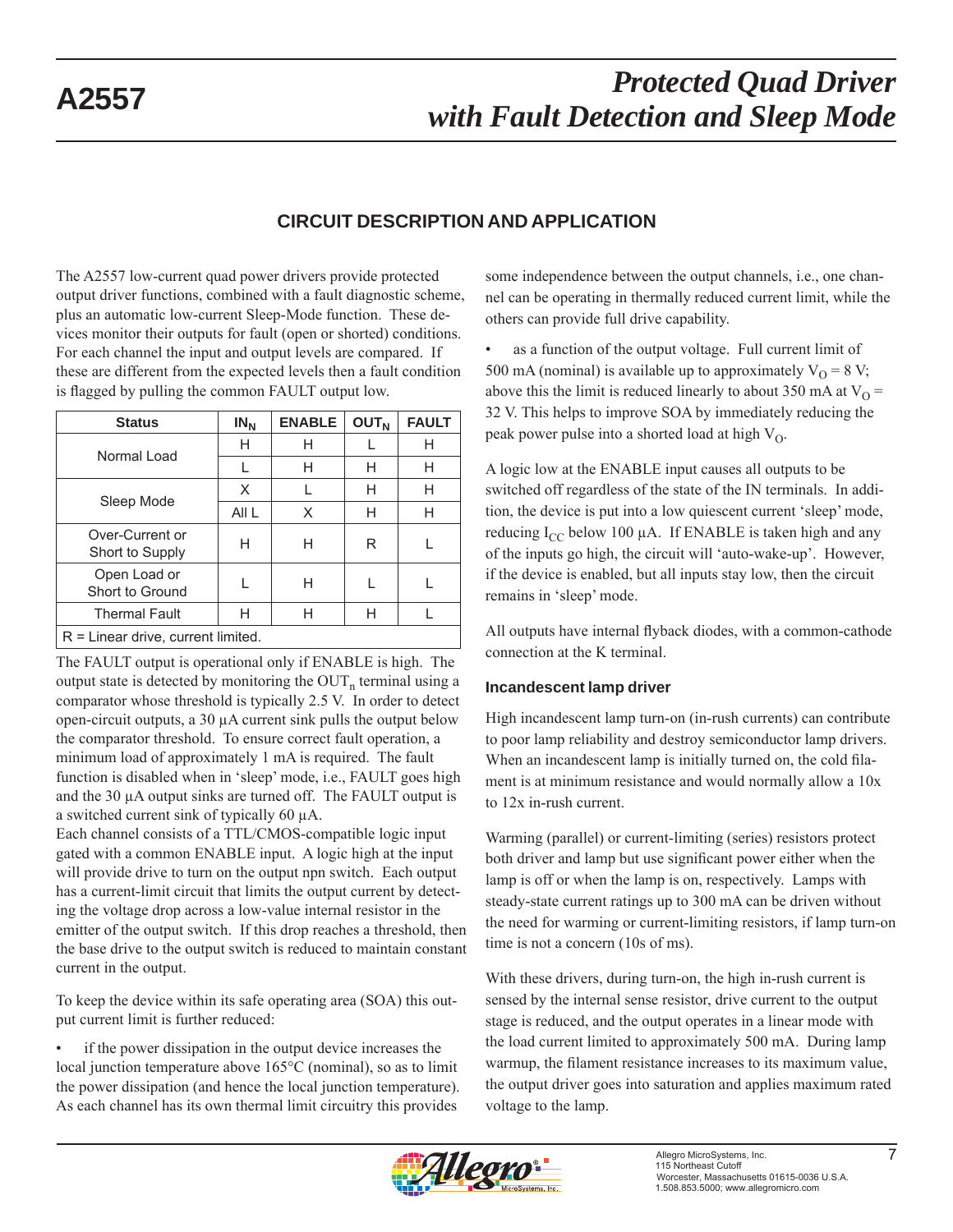## CIRCUIT DESCRIPTION AND APPLICATION

The A2557 low-current quad power drivers provide protected output driver functions, combined with a fault diagnostic scheme, plus an automatic low-current Sleep-Mode function. These devices monitor their outputs for fault (open or shorted) conditions. For each channel the input and output levels are compared. If these are different from the expected levels then a fault condition is flagged by pulling the common FAULT output low.

| Status | $IN_N$ | ENABLE | $OUT_N$ | FAULT |
|---|---|---|---|---|
| Normal Load | H | H | L | H |
| | L | H | H | H |
| Sleep Mode | X | L | H | H |
| | All L | X | H | H |
| Over-Current or Short to Supply | H | H | R | L |
| Open Load or Short to Ground | L | H | L | L |
| Thermal Fault | H | H | H | L |
| R = Linear drive, current limited. | | | | |

The FAULT output is operational only if ENABLE is high. The output state is detected by monitoring the $OUT_n$ terminal using a comparator whose threshold is typically 2.5 V. In order to detect open-circuit outputs, a 30 µA current sink pulls the output below the comparator threshold. To ensure correct fault operation, a minimum load of approximately 1 mA is required. The fault function is disabled when in 'sleep' mode, i.e., FAULT goes high and the 30 µA output sinks are turned off. The FAULT output is a switched current sink of typically 60 µA.

Each channel consists of a TTL/CMOS-compatible logic input gated with a common ENABLE input. A logic high at the input will provide drive to turn on the output npn switch. Each output has a current-limit circuit that limits the output current by detecting the voltage drop across a low-value internal resistor in the emitter of the output switch. If this drop reaches a threshold, then the base drive to the output switch is reduced to maintain constant current in the output.

To keep the device within its safe operating area (SOA) this output current limit is further reduced:

- if the power dissipation in the output device increases the local junction temperature above 165°C (nominal), so as to limit the power dissipation (and hence the local junction temperature). As each channel has its own thermal limit circuitry this provides some independence between the output channels, i.e., one channel can be operating in thermally reduced current limit, while the others can provide full drive capability.
- as a function of the output voltage. Full current limit of 500 mA (nominal) is available up to approximately $V_O$ = 8 V; above this the limit is reduced linearly to about 350 mA at $V_O$ = 32 V. This helps to improve SOA by immediately reducing the peak power pulse into a shorted load at high $V_O$.

A logic low at the ENABLE input causes all outputs to be switched off regardless of the state of the IN terminals. In addition, the device is put into a low quiescent current 'sleep' mode, reducing $I_{CC}$ below 100 µA. If ENABLE is taken high and any of the inputs go high, the circuit will 'auto-wake-up'. However, if the device is enabled, but all inputs stay low, then the circuit remains in 'sleep' mode.

All outputs have internal flyback diodes, with a common-cathode connection at the K terminal.

### Incandescent lamp driver

High incandescent lamp turn-on (in-rush currents) can contribute to poor lamp reliability and destroy semiconductor lamp drivers. When an incandescent lamp is initially turned on, the cold filament is at minimum resistance and would normally allow a 10x to 12x in-rush current.

Warming (parallel) or current-limiting (series) resistors protect both driver and lamp but use significant power either when the lamp is off or when the lamp is on, respectively. Lamps with steady-state current ratings up to 300 mA can be driven without the need for warming or current-limiting resistors, if lamp turn-on time is not a concern (10s of ms).

With these drivers, during turn-on, the high in-rush current is sensed by the internal sense resistor, drive current to the output stage is reduced, and the output operates in a linear mode with the load current limited to approximately 500 mA. During lamp warmup, the filament resistance increases to its maximum value, the output driver goes into saturation and applies maximum rated voltage to the lamp.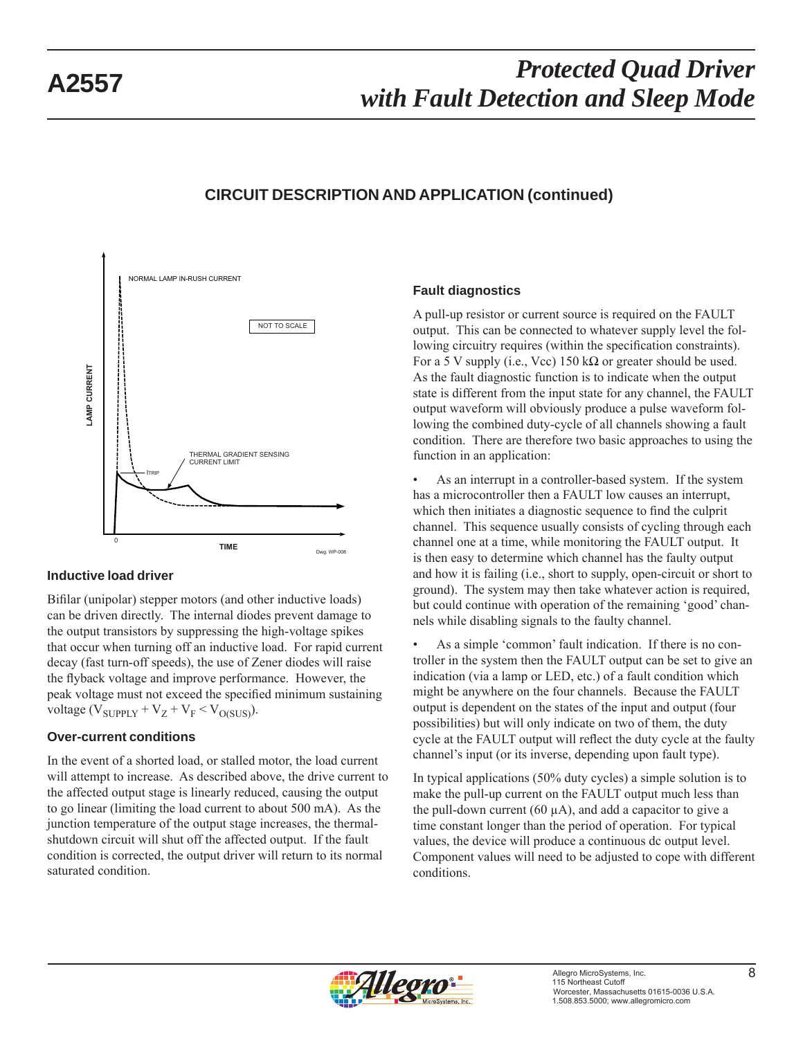## CIRCUIT DESCRIPTION AND APPLICATION (continued)

### Inductive load driver

Bifilar (unipolar) stepper motors (and other inductive loads) can be driven directly. The internal diodes prevent damage to the output transistors by suppressing the high-voltage spikes that occur when turning off an inductive load. For rapid current decay (fast turn-off speeds), the use of Zener diodes will raise the flyback voltage and improve performance. However, the peak voltage must not exceed the specified minimum sustaining voltage ($V_{SUPPLY} + V_Z + V_F < V_{O(SUS)}$).

### Over-current conditions

In the event of a shorted load, or stalled motor, the load current will attempt to increase. As described above, the drive current to the affected output stage is linearly reduced, causing the output to go linear (limiting the load current to about 500 mA). As the junction temperature of the output stage increases, the thermal-shutdown circuit will shut off the affected output. If the fault condition is corrected, the output driver will return to its normal saturated condition.

### Fault diagnostics

A pull-up resistor or current source is required on the FAULT output. This can be connected to whatever supply level the following circuitry requires (within the specification constraints). For a 5 V supply (i.e., Vcc) 150 kΩ or greater should be used. As the fault diagnostic function is to indicate when the output state is different from the input state for any channel, the FAULT output waveform will obviously produce a pulse waveform following the combined duty-cycle of all channels showing a fault condition. There are therefore two basic approaches to using the function in an application:

- As an interrupt in a controller-based system. If the system has a microcontroller then a FAULT low causes an interrupt, which then initiates a diagnostic sequence to find the culprit channel. This sequence usually consists of cycling through each channel one at a time, while monitoring the FAULT output. It is then easy to determine which channel has the faulty output and how it is failing (i.e., short to supply, open-circuit or short to ground). The system may then take whatever action is required, but could continue with operation of the remaining 'good' channels while disabling signals to the faulty channel.

- As a simple 'common' fault indication. If there is no controller in the system then the FAULT output can be set to give an indication (via a lamp or LED, etc.) of a fault condition which might be anywhere on the four channels. Because the FAULT output is dependent on the states of the input and output (four possibilities) but will only indicate on two of them, the duty cycle at the FAULT output will reflect the duty cycle at the faulty channel's input (or its inverse, depending upon fault type).

In typical applications (50% duty cycles) a simple solution is to make the pull-up current on the FAULT output much less than the pull-down current (60 µA), and add a capacitor to give a time constant longer than the period of operation. For typical values, the device will produce a continuous dc output level. Component values will need to be adjusted to cope with different conditions.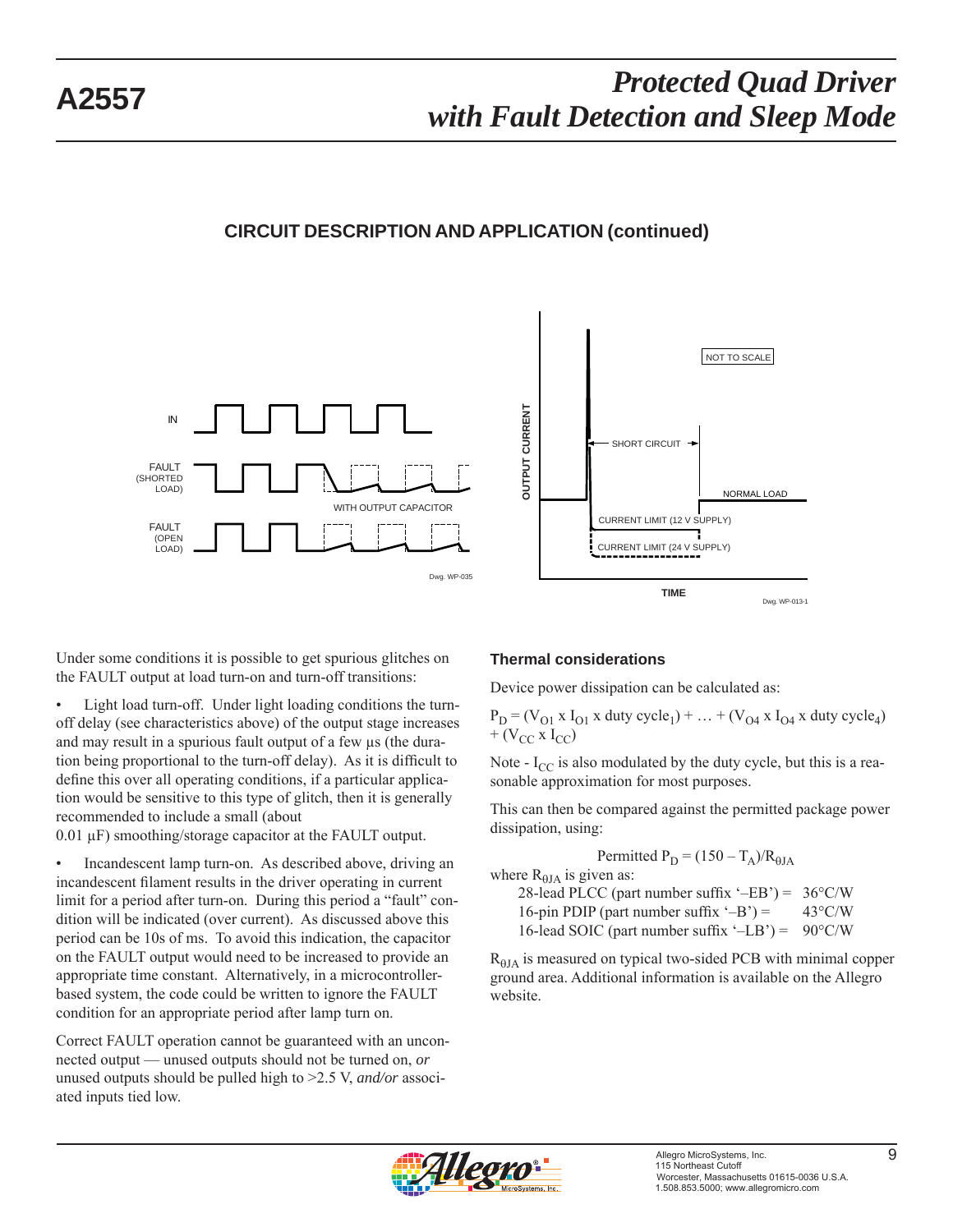## CIRCUIT DESCRIPTION AND APPLICATION (continued)

Under some conditions it is possible to get spurious glitches on the FAULT output at load turn-on and turn-off transitions:

- Light load turn-off. Under light loading conditions the turn-off delay (see characteristics above) of the output stage increases and may result in a spurious fault output of a few µs (the duration being proportional to the turn-off delay). As it is difficult to define this over all operating conditions, if a particular application would be sensitive to this type of glitch, then it is generally recommended to include a small (about 0.01 µF) smoothing/storage capacitor at the FAULT output.
- Incandescent lamp turn-on. As described above, driving an incandescent filament results in the driver operating in current limit for a period after turn-on. During this period a "fault" condition will be indicated (over current). As discussed above this period can be 10s of ms. To avoid this indication, the capacitor on the FAULT output would need to be increased to provide an appropriate time constant. Alternatively, in a microcontroller-based system, the code could be written to ignore the FAULT condition for an appropriate period after lamp turn on.

Correct FAULT operation cannot be guaranteed with an unconnected output — unused outputs should not be turned on, *or* unused outputs should be pulled high to >2.5 V, *and/or* associated inputs tied low.

### Thermal considerations

Device power dissipation can be calculated as:

$$P_D = (V_{O1} \times I_{O1} \times \text{duty cycle}_1) + \ldots + (V_{O4} \times I_{O4} \times \text{duty cycle}_4) + (V_{CC} \times I_{CC})$$

Note - $I_{CC}$ is also modulated by the duty cycle, but this is a reasonable approximation for most purposes.

This can then be compared against the permitted package power dissipation, using:

$$\text{Permitted } P_D = (150 - T_A)/R_{\theta JA}$$

where $R_{\theta JA}$ is given as:

| | |
|---|---|
| 28-lead PLCC (part number suffix '–EB') = | 36°C/W |
| 16-pin PDIP (part number suffix '–B') = | 43°C/W |
| 16-lead SOIC (part number suffix '–LB') = | 90°C/W |

$R_{\theta JA}$ is measured on typical two-sided PCB with minimal copper ground area. Additional information is available on the Allegro website.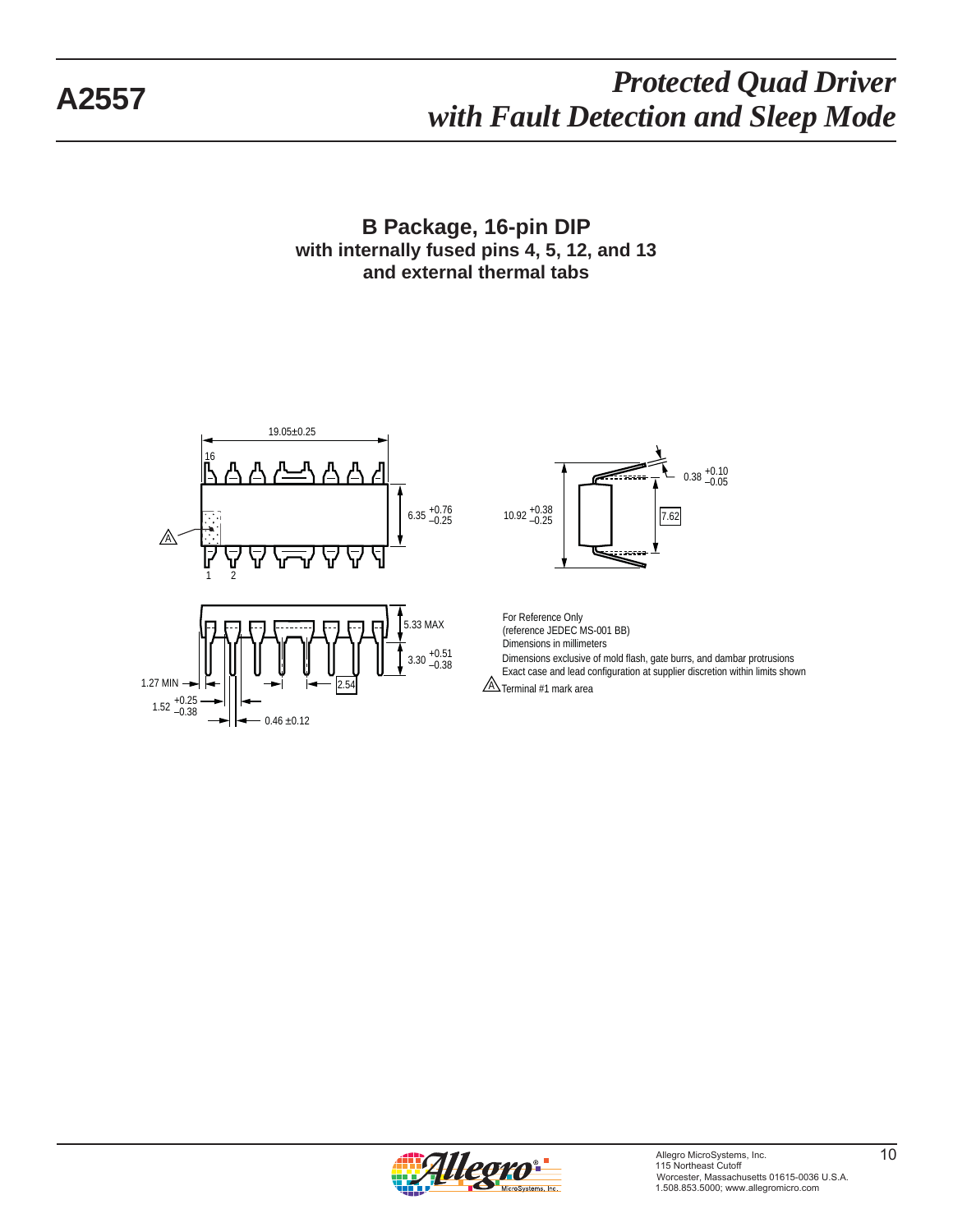## B Package, 16-pin DIP
**with internally fused pins 4, 5, 12, and 13**
**and external thermal tabs**

19.05±0.25

16

6.35 +0.76 −0.25

A

1 2

10.92 +0.38 −0.25

0.38 +0.10 −0.05

7.62

5.33 MAX

3.30 +0.51 −0.38

1.27 MIN

2.54

1.52 +0.25 −0.38

0.46 ±0.12

For Reference Only
(reference JEDEC MS-001 BB)
Dimensions in millimeters
Dimensions exclusive of mold flash, gate burrs, and dambar protrusions
Exact case and lead configuration at supplier discretion within limits shown

A Terminal #1 mark area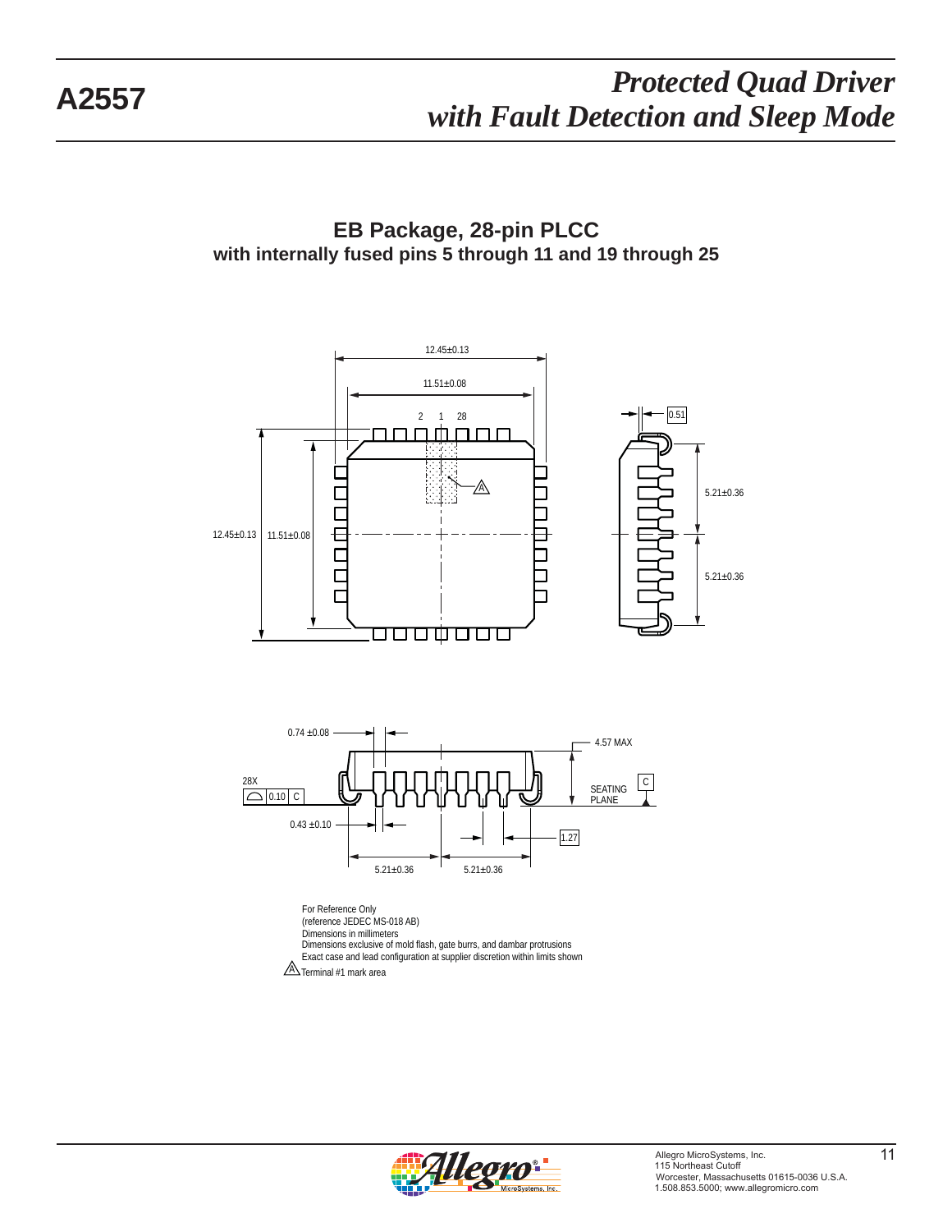## EB Package, 28-pin PLCC

**with internally fused pins 5 through 11 and 19 through 25**

For Reference Only
(reference JEDEC MS-018 AB)
Dimensions in millimeters
Dimensions exclusive of mold flash, gate burrs, and dambar protrusions
Exact case and lead configuration at supplier discretion within limits shown

A Terminal #1 mark area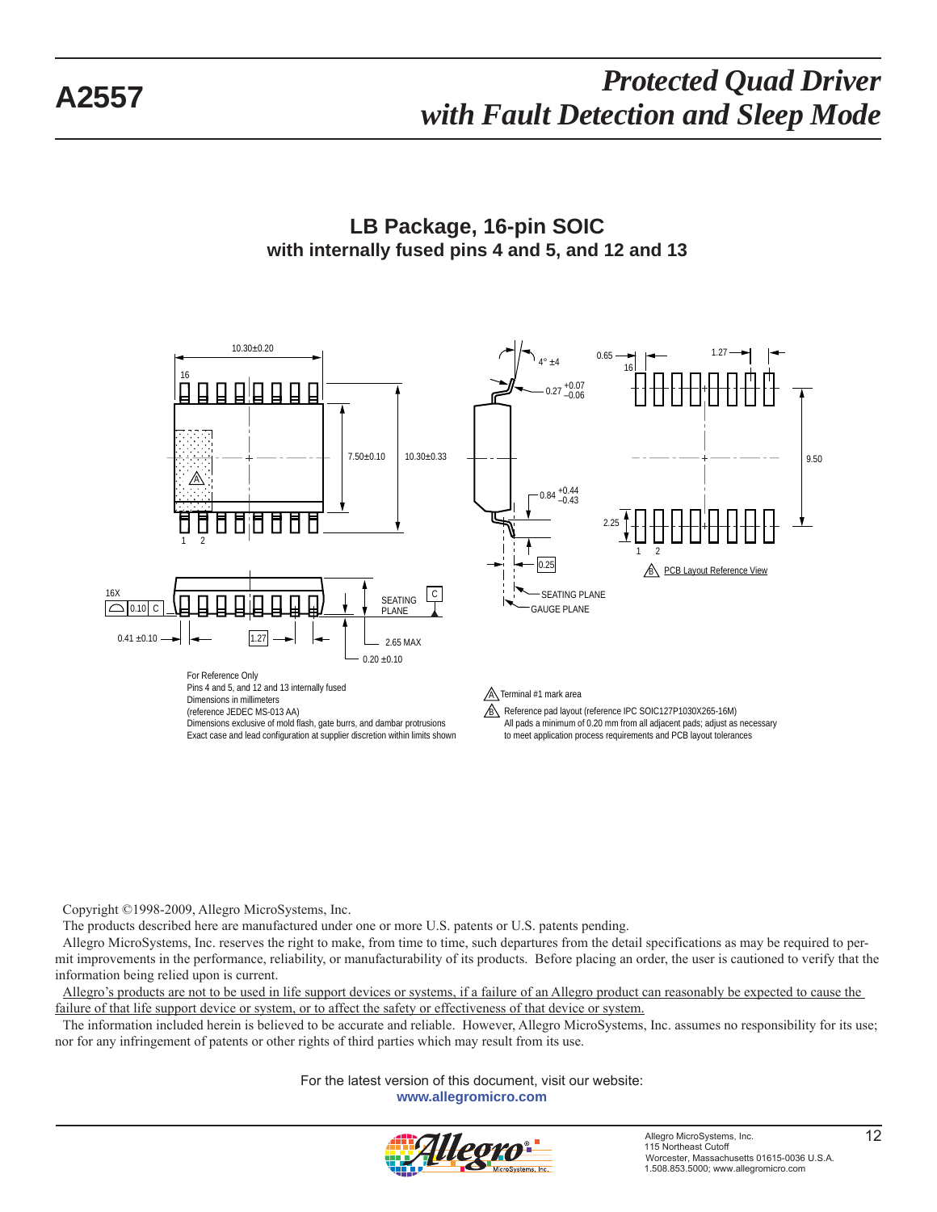## LB Package, 16-pin SOIC
### with internally fused pins 4 and 5, and 12 and 13

10.30±0.20

16

7.50±0.10

10.30±0.33

A

1 2

4° ±4

0.27 +0.07 –0.06

0.84 +0.44 –0.43

0.25

SEATING PLANE

GAUGE PLANE

0.65

1.27

16

9.50

2.25

1 2

B PCB Layout Reference View

16X 0.10 C

SEATING PLANE C

0.41 ±0.10

1.27

2.65 MAX

0.20 ±0.10

For Reference Only
Pins 4 and 5, and 12 and 13 internally fused
Dimensions in millimeters
(reference JEDEC MS-013 AA)
Dimensions exclusive of mold flash, gate burrs, and dambar protrusions
Exact case and lead configuration at supplier discretion within limits shown

A Terminal #1 mark area

B Reference pad layout (reference IPC SOIC127P1030X265-16M)
All pads a minimum of 0.20 mm from all adjacent pads; adjust as necessary to meet application process requirements and PCB layout tolerances

Copyright ©1998-2009, Allegro MicroSystems, Inc.

The products described here are manufactured under one or more U.S. patents or U.S. patents pending.

Allegro MicroSystems, Inc. reserves the right to make, from time to time, such departures from the detail specifications as may be required to permit improvements in the performance, reliability, or manufacturability of its products. Before placing an order, the user is cautioned to verify that the information being relied upon is current.

Allegro's products are not to be used in life support devices or systems, if a failure of an Allegro product can reasonably be expected to cause the failure of that life support device or system, or to affect the safety or effectiveness of that device or system.

The information included herein is believed to be accurate and reliable. However, Allegro MicroSystems, Inc. assumes no responsibility for its use; nor for any infringement of patents or other rights of third parties which may result from its use.

For the latest version of this document, visit our website:
**www.allegromicro.com**